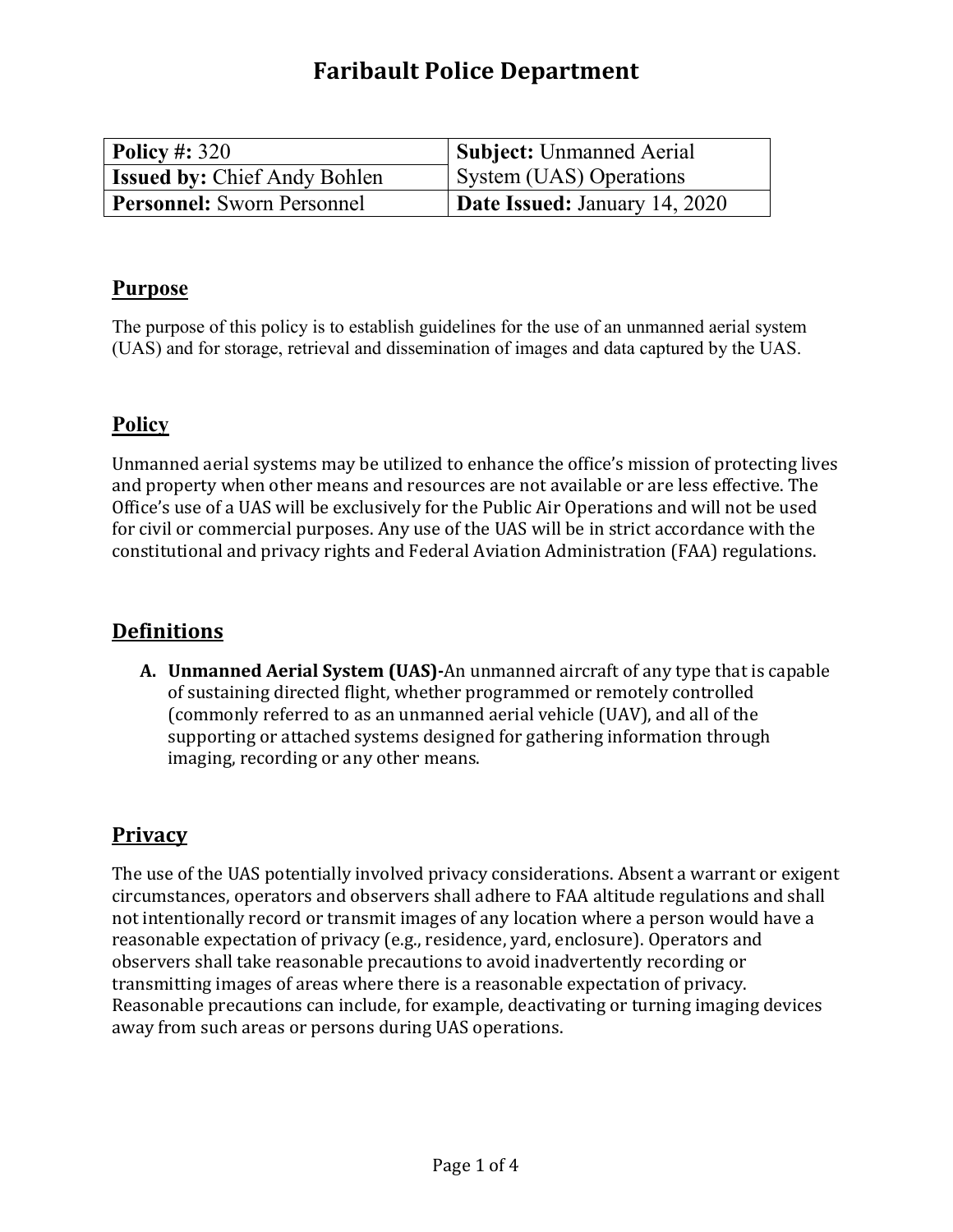# Faribault Police Department

| **Policy #:** 320 | **Subject:** Unmanned Aerial System (UAS) Operations |
|---|---|
| **Issued by:** Chief Andy Bohlen | |
| **Personnel:** Sworn Personnel | **Date Issued:** January 14, 2020 |

## Purpose

The purpose of this policy is to establish guidelines for the use of an unmanned aerial system (UAS) and for storage, retrieval and dissemination of images and data captured by the UAS.

## Policy

Unmanned aerial systems may be utilized to enhance the office's mission of protecting lives and property when other means and resources are not available or are less effective. The Office's use of a UAS will be exclusively for the Public Air Operations and will not be used for civil or commercial purposes. Any use of the UAS will be in strict accordance with the constitutional and privacy rights and Federal Aviation Administration (FAA) regulations.

## Definitions

A. **Unmanned Aerial System (UAS)-**An unmanned aircraft of any type that is capable of sustaining directed flight, whether programmed or remotely controlled (commonly referred to as an unmanned aerial vehicle (UAV), and all of the supporting or attached systems designed for gathering information through imaging, recording or any other means.

## Privacy

The use of the UAS potentially involved privacy considerations. Absent a warrant or exigent circumstances, operators and observers shall adhere to FAA altitude regulations and shall not intentionally record or transmit images of any location where a person would have a reasonable expectation of privacy (e.g., residence, yard, enclosure). Operators and observers shall take reasonable precautions to avoid inadvertently recording or transmitting images of areas where there is a reasonable expectation of privacy. Reasonable precautions can include, for example, deactivating or turning imaging devices away from such areas or persons during UAS operations.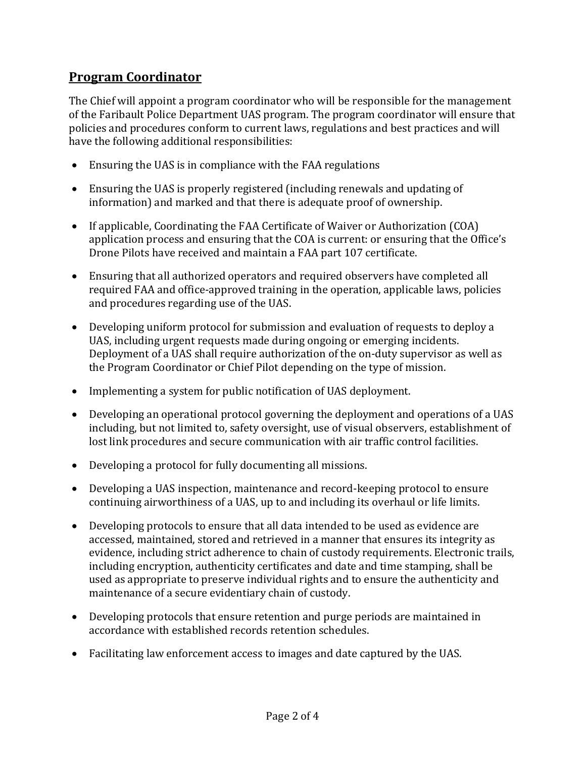## Program Coordinator

The Chief will appoint a program coordinator who will be responsible for the management of the Faribault Police Department UAS program. The program coordinator will ensure that policies and procedures conform to current laws, regulations and best practices and will have the following additional responsibilities:

- Ensuring the UAS is in compliance with the FAA regulations
- Ensuring the UAS is properly registered (including renewals and updating of information) and marked and that there is adequate proof of ownership.
- If applicable, Coordinating the FAA Certificate of Waiver or Authorization (COA) application process and ensuring that the COA is current: or ensuring that the Office's Drone Pilots have received and maintain a FAA part 107 certificate.
- Ensuring that all authorized operators and required observers have completed all required FAA and office-approved training in the operation, applicable laws, policies and procedures regarding use of the UAS.
- Developing uniform protocol for submission and evaluation of requests to deploy a UAS, including urgent requests made during ongoing or emerging incidents. Deployment of a UAS shall require authorization of the on-duty supervisor as well as the Program Coordinator or Chief Pilot depending on the type of mission.
- Implementing a system for public notification of UAS deployment.
- Developing an operational protocol governing the deployment and operations of a UAS including, but not limited to, safety oversight, use of visual observers, establishment of lost link procedures and secure communication with air traffic control facilities.
- Developing a protocol for fully documenting all missions.
- Developing a UAS inspection, maintenance and record-keeping protocol to ensure continuing airworthiness of a UAS, up to and including its overhaul or life limits.
- Developing protocols to ensure that all data intended to be used as evidence are accessed, maintained, stored and retrieved in a manner that ensures its integrity as evidence, including strict adherence to chain of custody requirements. Electronic trails, including encryption, authenticity certificates and date and time stamping, shall be used as appropriate to preserve individual rights and to ensure the authenticity and maintenance of a secure evidentiary chain of custody.
- Developing protocols that ensure retention and purge periods are maintained in accordance with established records retention schedules.
- Facilitating law enforcement access to images and date captured by the UAS.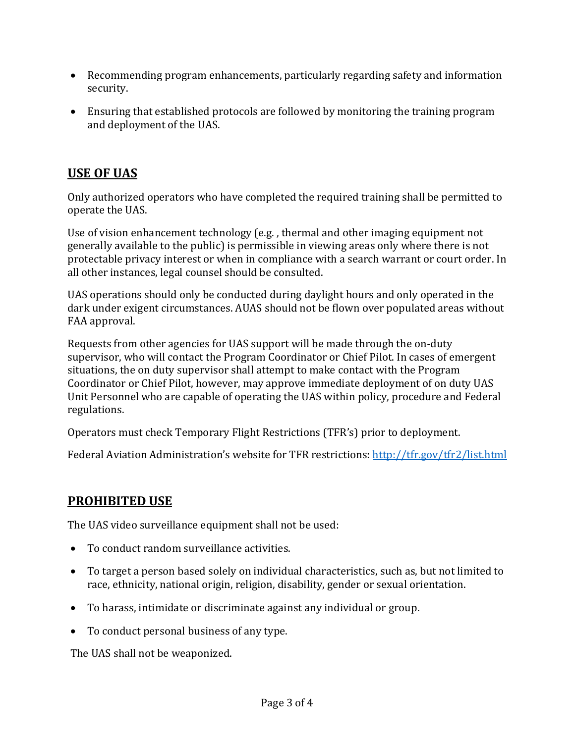- Recommending program enhancements, particularly regarding safety and information security.
- Ensuring that established protocols are followed by monitoring the training program and deployment of the UAS.

## USE OF UAS

Only authorized operators who have completed the required training shall be permitted to operate the UAS.

Use of vision enhancement technology (e.g. , thermal and other imaging equipment not generally available to the public) is permissible in viewing areas only where there is not protectable privacy interest or when in compliance with a search warrant or court order. In all other instances, legal counsel should be consulted.

UAS operations should only be conducted during daylight hours and only operated in the dark under exigent circumstances. AUAS should not be flown over populated areas without FAA approval.

Requests from other agencies for UAS support will be made through the on-duty supervisor, who will contact the Program Coordinator or Chief Pilot. In cases of emergent situations, the on duty supervisor shall attempt to make contact with the Program Coordinator or Chief Pilot, however, may approve immediate deployment of on duty UAS Unit Personnel who are capable of operating the UAS within policy, procedure and Federal regulations.

Operators must check Temporary Flight Restrictions (TFR's) prior to deployment.

Federal Aviation Administration's website for TFR restrictions: [http://tfr.gov/tfr2/list.html](http://tfr.gov/tfr2/list.html)

## PROHIBITED USE

The UAS video surveillance equipment shall not be used:

- To conduct random surveillance activities.
- To target a person based solely on individual characteristics, such as, but not limited to race, ethnicity, national origin, religion, disability, gender or sexual orientation.
- To harass, intimidate or discriminate against any individual or group.
- To conduct personal business of any type.

The UAS shall not be weaponized.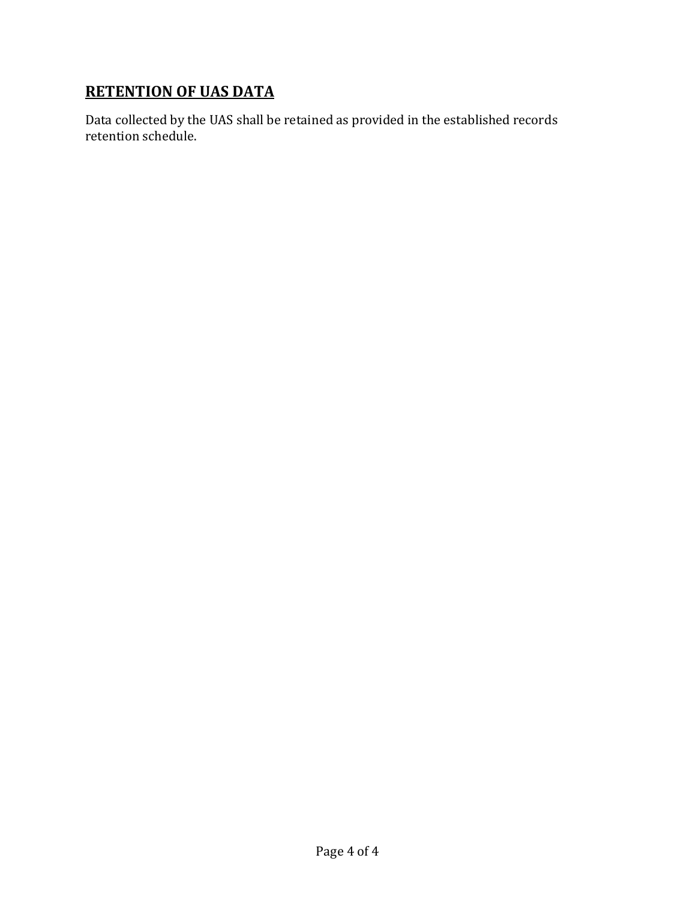## **RETENTION OF UAS DATA**

Data collected by the UAS shall be retained as provided in the established records retention schedule.